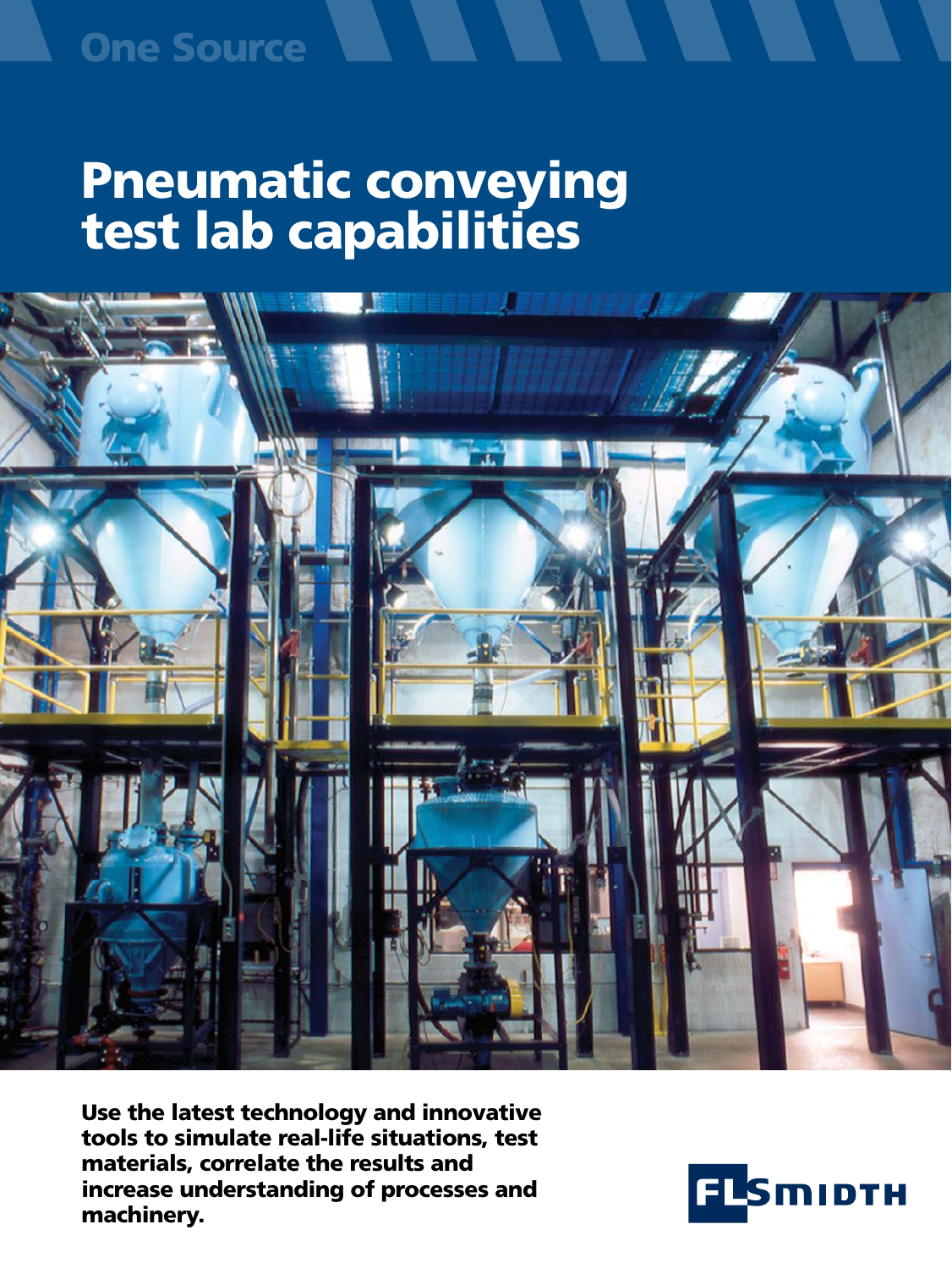One Source

# Pneumatic conveying test lab capabilities

**Use the latest technology and innovative tools to simulate real-life situations, test materials, correlate the results and increase understanding of processes and machinery.**

FLSMIDTH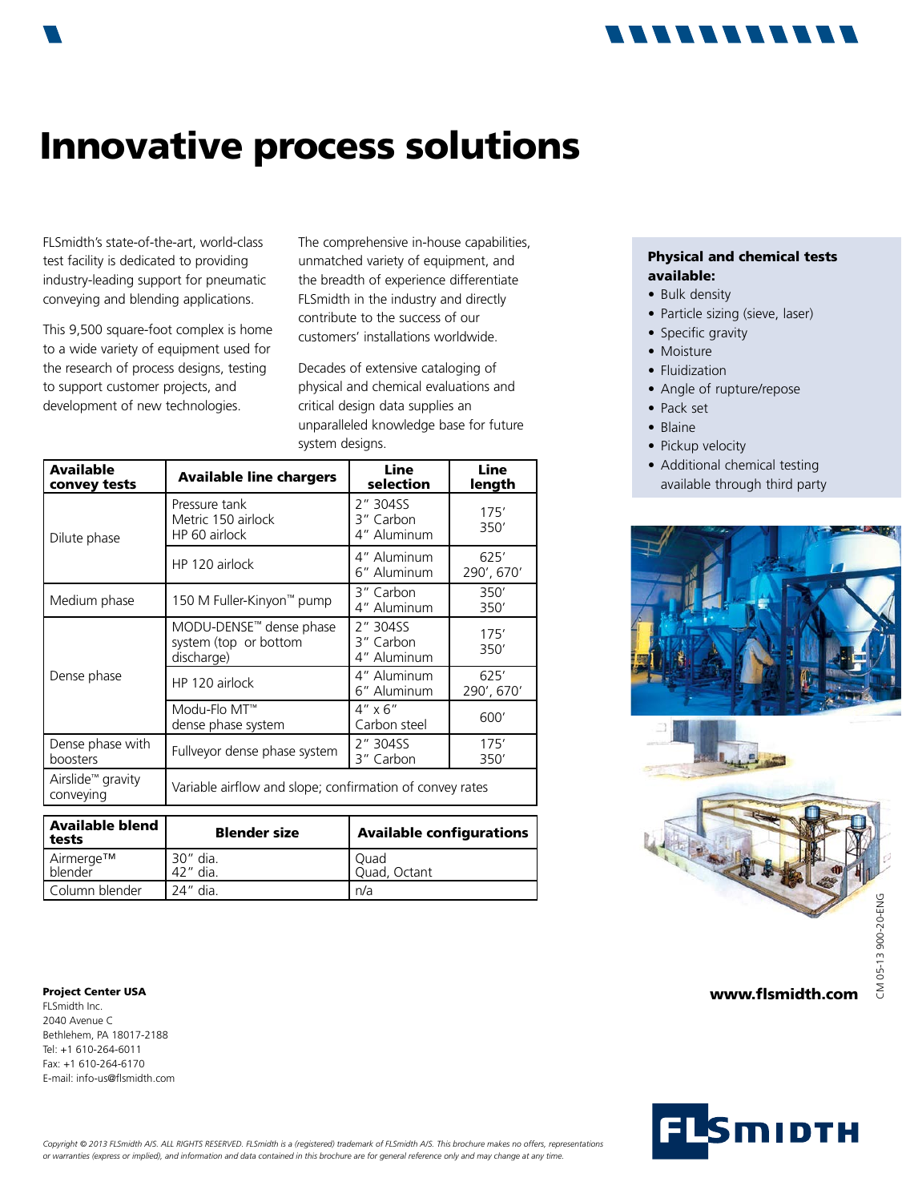# Innovative process solutions

FLSmidth's state-of-the-art, world-class test facility is dedicated to providing industry-leading support for pneumatic conveying and blending applications.

This 9,500 square-foot complex is home to a wide variety of equipment used for the research of process designs, testing to support customer projects, and development of new technologies.

The comprehensive in-house capabilities, unmatched variety of equipment, and the breadth of experience differentiate FLSmidth in the industry and directly contribute to the success of our customers' installations worldwide.

Decades of extensive cataloging of physical and chemical evaluations and critical design data supplies an unparalleled knowledge base for future system designs.

| Available convey tests | Available line chargers | Line selection | Line length |
|---|---|---|---|
| Dilute phase | Pressure tank<br>Metric 150 airlock<br>HP 60 airlock | 2″ 304SS<br>3″ Carbon<br>4″ Aluminum | 175′<br>350′ |
| | HP 120 airlock | 4″ Aluminum<br>6″ Aluminum | 625′<br>290′, 670′ |
| Medium phase | 150 M Fuller-Kinyon™ pump | 3″ Carbon<br>4″ Aluminum | 350′<br>350′ |
| Dense phase | MODU-DENSE™ dense phase system (top or bottom discharge) | 2″ 304SS<br>3″ Carbon<br>4″ Aluminum | 175′<br>350′ |
| | HP 120 airlock | 4″ Aluminum<br>6″ Aluminum | 625′<br>290′, 670′ |
| | Modu-Flo MT™ dense phase system | 4″ x 6″<br>Carbon steel | 600′ |
| Dense phase with boosters | Fullveyor dense phase system | 2″ 304SS<br>3″ Carbon | 175′<br>350′ |
| Airslide™ gravity conveying | Variable airflow and slope; confirmation of convey rates | | |

| Available blend tests | Blender size | Available configurations |
|---|---|---|
| Airmerge™ blender | 30″ dia.<br>42″ dia. | Quad<br>Quad, Octant |
| Column blender | 24″ dia. | n/a |

**Physical and chemical tests available:**

- Bulk density
- Particle sizing (sieve, laser)
- Specific gravity
- Moisture
- Fluidization
- Angle of rupture/repose
- Pack set
- Blaine
- Pickup velocity
- Additional chemical testing available through third party

**Project Center USA**
FLSmidth Inc.
2040 Avenue C
Bethlehem, PA 18017-2188
Tel: +1 610-264-6011
Fax: +1 610-264-6170
E-mail: info-us@flsmidth.com

**www.flsmidth.com**

CM 05-13 900-20-ENG

*Copyright © 2013 FLSmidth A/S. ALL RIGHTS RESERVED. FLSmidth is a (registered) trademark of FLSmidth A/S. This brochure makes no offers, representations or warranties (express or implied), and information and data contained in this brochure are for general reference only and may change at any time.*